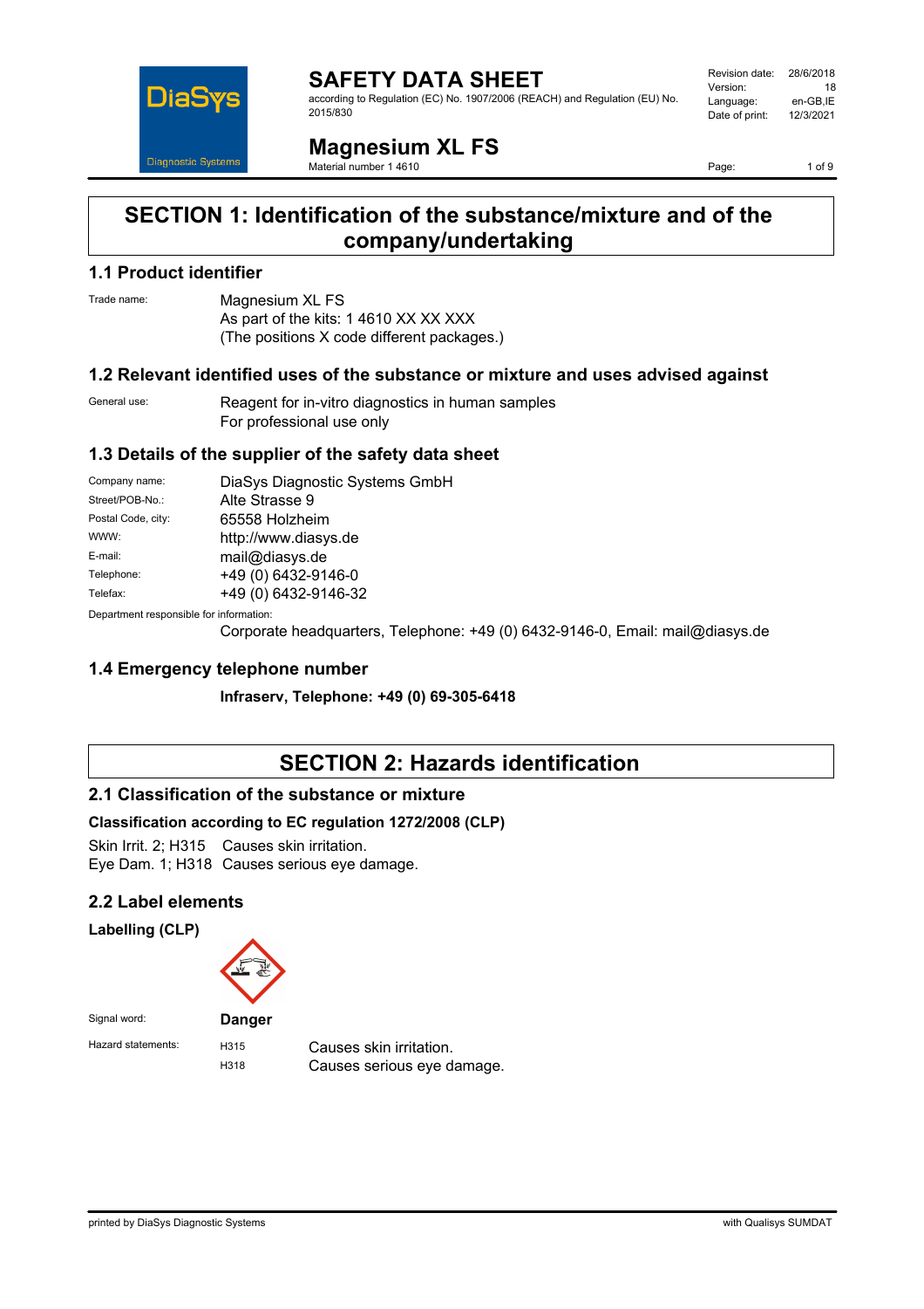# SAFETY DATA SHEET

according to Regulation (EC) No. 1907/2006 (REACH) and Regulation (EU) No. 2015/830

| | |
|---|---|
| Revision date: | 28/6/2018 |
| Version: | 18 |
| Language: | en-GB,IE |
| Date of print: | 12/3/2021 |

# Magnesium XL FS

Material number 1 4610

## SECTION 1: Identification of the substance/mixture and of the company/undertaking

### 1.1 Product identifier

Trade name: Magnesium XL FS
As part of the kits: 1 4610 XX XX XXX
(The positions X code different packages.)

### 1.2 Relevant identified uses of the substance or mixture and uses advised against

General use: Reagent for in-vitro diagnostics in human samples
For professional use only

### 1.3 Details of the supplier of the safety data sheet

| | |
|---|---|
| Company name: | DiaSys Diagnostic Systems GmbH |
| Street/POB-No.: | Alte Strasse 9 |
| Postal Code, city: | 65558 Holzheim |
| WWW: | http://www.diasys.de |
| E-mail: | mail@diasys.de |
| Telephone: | +49 (0) 6432-9146-0 |
| Telefax: | +49 (0) 6432-9146-32 |

Department responsible for information:
Corporate headquarters, Telephone: +49 (0) 6432-9146-0, Email: mail@diasys.de

### 1.4 Emergency telephone number

**Infraserv, Telephone: +49 (0) 69-305-6418**

## SECTION 2: Hazards identification

### 2.1 Classification of the substance or mixture

**Classification according to EC regulation 1272/2008 (CLP)**

Skin Irrit. 2; H315 Causes skin irritation.
Eye Dam. 1; H318 Causes serious eye damage.

### 2.2 Label elements

**Labelling (CLP)**

Signal word: **Danger**

Hazard statements:

| | |
|---|---|
| H315 | Causes skin irritation. |
| H318 | Causes serious eye damage. |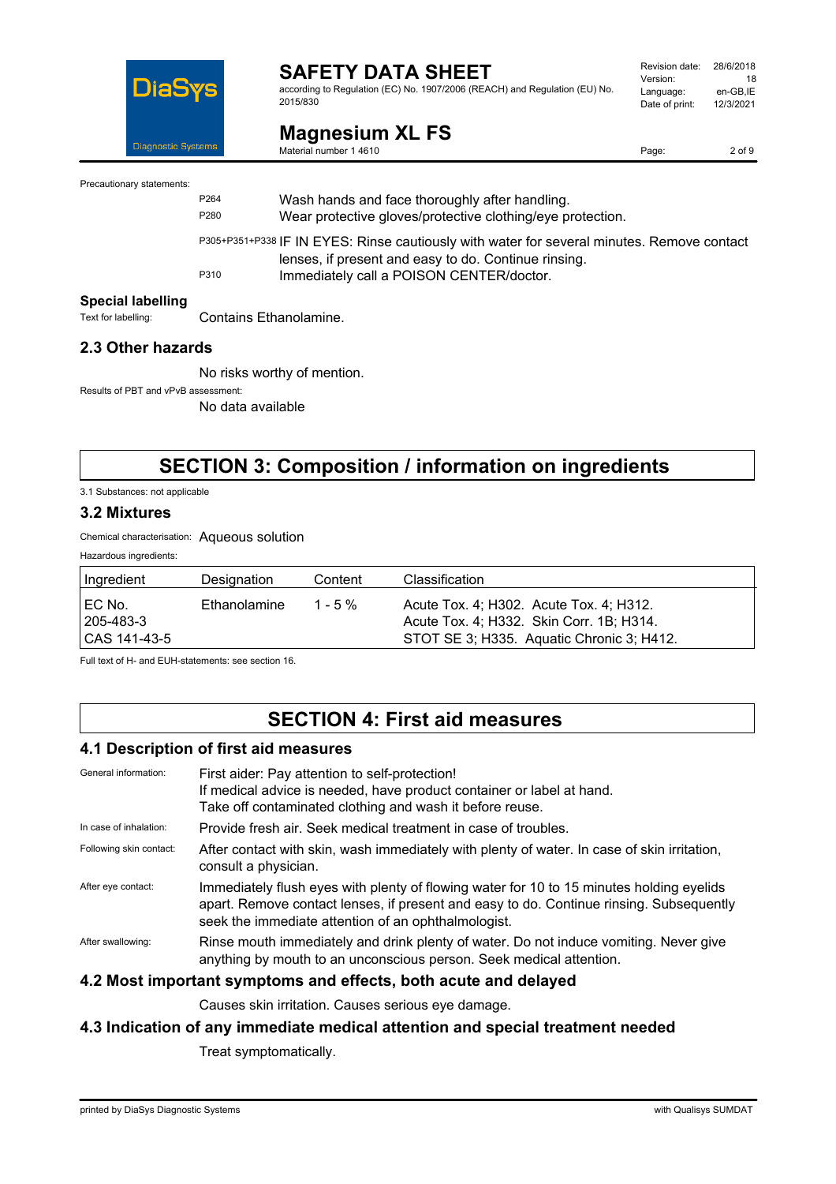Precautionary statements:

| | |
|---|---|
| P264 | Wash hands and face thoroughly after handling. |
| P280 | Wear protective gloves/protective clothing/eye protection. |
| P305+P351+P338 | IF IN EYES: Rinse cautiously with water for several minutes. Remove contact lenses, if present and easy to do. Continue rinsing. |
| P310 | Immediately call a POISON CENTER/doctor. |

### Special labelling

Text for labelling: Contains Ethanolamine.

## 2.3 Other hazards

No risks worthy of mention.

Results of PBT and vPvB assessment:

No data available

# SECTION 3: Composition / information on ingredients

3.1 Substances: not applicable

## 3.2 Mixtures

Chemical characterisation: Aqueous solution

Hazardous ingredients:

| Ingredient | Designation | Content | Classification |
|---|---|---|---|
| EC No. 205-483-3 CAS 141-43-5 | Ethanolamine | 1 - 5 % | Acute Tox. 4; H302. Acute Tox. 4; H312. Acute Tox. 4; H332. Skin Corr. 1B; H314. STOT SE 3; H335. Aquatic Chronic 3; H412. |

Full text of H- and EUH-statements: see section 16.

# SECTION 4: First aid measures

## 4.1 Description of first aid measures

General information: First aider: Pay attention to self-protection!
If medical advice is needed, have product container or label at hand.
Take off contaminated clothing and wash it before reuse.

In case of inhalation: Provide fresh air. Seek medical treatment in case of troubles.

Following skin contact: After contact with skin, wash immediately with plenty of water. In case of skin irritation, consult a physician.

After eye contact: Immediately flush eyes with plenty of flowing water for 10 to 15 minutes holding eyelids apart. Remove contact lenses, if present and easy to do. Continue rinsing. Subsequently seek the immediate attention of an ophthalmologist.

After swallowing: Rinse mouth immediately and drink plenty of water. Do not induce vomiting. Never give anything by mouth to an unconscious person. Seek medical attention.

## 4.2 Most important symptoms and effects, both acute and delayed

Causes skin irritation. Causes serious eye damage.

## 4.3 Indication of any immediate medical attention and special treatment needed

Treat symptomatically.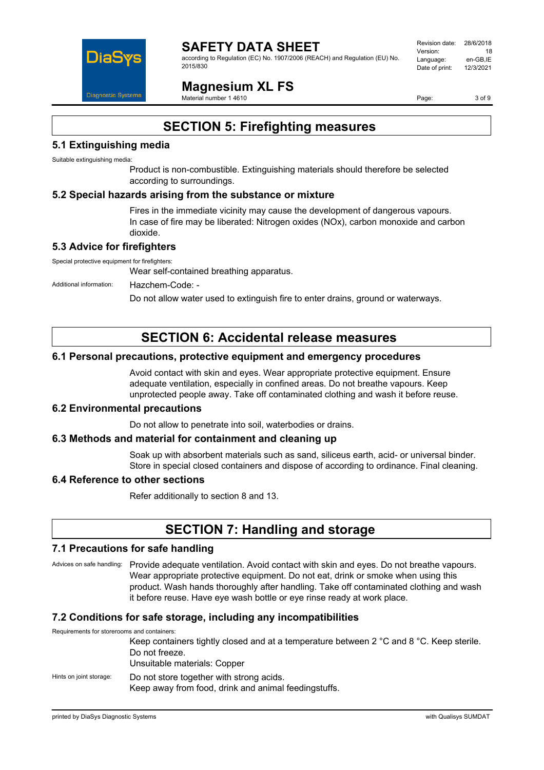# SECTION 5: Firefighting measures

## 5.1 Extinguishing media

Suitable extinguishing media:

Product is non-combustible. Extinguishing materials should therefore be selected according to surroundings.

## 5.2 Special hazards arising from the substance or mixture

Fires in the immediate vicinity may cause the development of dangerous vapours. In case of fire may be liberated: Nitrogen oxides (NOx), carbon monoxide and carbon dioxide.

## 5.3 Advice for firefighters

Special protective equipment for firefighters:

Wear self-contained breathing apparatus.

Additional information: Hazchem-Code: -

Do not allow water used to extinguish fire to enter drains, ground or waterways.

# SECTION 6: Accidental release measures

## 6.1 Personal precautions, protective equipment and emergency procedures

Avoid contact with skin and eyes. Wear appropriate protective equipment. Ensure adequate ventilation, especially in confined areas. Do not breathe vapours. Keep unprotected people away. Take off contaminated clothing and wash it before reuse.

## 6.2 Environmental precautions

Do not allow to penetrate into soil, waterbodies or drains.

## 6.3 Methods and material for containment and cleaning up

Soak up with absorbent materials such as sand, siliceus earth, acid- or universal binder. Store in special closed containers and dispose of according to ordinance. Final cleaning.

## 6.4 Reference to other sections

Refer additionally to section 8 and 13.

# SECTION 7: Handling and storage

## 7.1 Precautions for safe handling

Advices on safe handling: Provide adequate ventilation. Avoid contact with skin and eyes. Do not breathe vapours. Wear appropriate protective equipment. Do not eat, drink or smoke when using this product. Wash hands thoroughly after handling. Take off contaminated clothing and wash it before reuse. Have eye wash bottle or eye rinse ready at work place.

## 7.2 Conditions for safe storage, including any incompatibilities

Requirements for storerooms and containers:

Keep containers tightly closed and at a temperature between 2 °C and 8 °C. Keep sterile. Do not freeze.
Unsuitable materials: Copper

Hints on joint storage: Do not store together with strong acids.
Keep away from food, drink and animal feedingstuffs.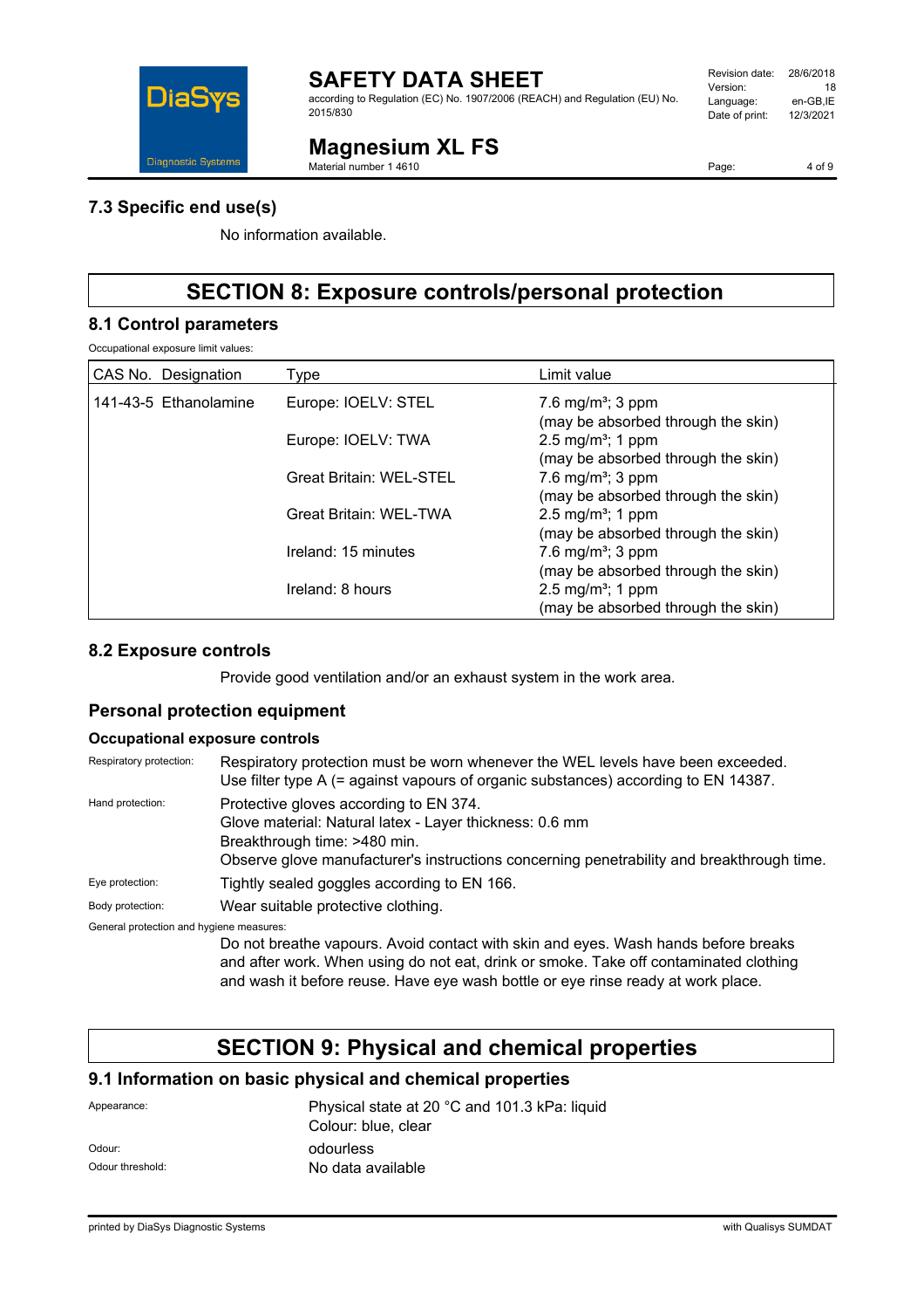### 7.3 Specific end use(s)

No information available.

## SECTION 8: Exposure controls/personal protection

### 8.1 Control parameters

Occupational exposure limit values:

| CAS No. | Designation | Type | Limit value |
|---|---|---|---|
| 141-43-5 | Ethanolamine | Europe: IOELV: STEL | 7.6 mg/m³; 3 ppm (may be absorbed through the skin) |
| | | Europe: IOELV: TWA | 2.5 mg/m³; 1 ppm (may be absorbed through the skin) |
| | | Great Britain: WEL-STEL | 7.6 mg/m³; 3 ppm (may be absorbed through the skin) |
| | | Great Britain: WEL-TWA | 2.5 mg/m³; 1 ppm (may be absorbed through the skin) |
| | | Ireland: 15 minutes | 7.6 mg/m³; 3 ppm (may be absorbed through the skin) |
| | | Ireland: 8 hours | 2.5 mg/m³; 1 ppm (may be absorbed through the skin) |

### 8.2 Exposure controls

Provide good ventilation and/or an exhaust system in the work area.

### Personal protection equipment

#### Occupational exposure controls

Respiratory protection: Respiratory protection must be worn whenever the WEL levels have been exceeded. Use filter type A (= against vapours of organic substances) according to EN 14387.

Hand protection: Protective gloves according to EN 374.
Glove material: Natural latex - Layer thickness: 0.6 mm
Breakthrough time: >480 min.
Observe glove manufacturer's instructions concerning penetrability and breakthrough time.

Eye protection: Tightly sealed goggles according to EN 166.

Body protection: Wear suitable protective clothing.

General protection and hygiene measures:

Do not breathe vapours. Avoid contact with skin and eyes. Wash hands before breaks and after work. When using do not eat, drink or smoke. Take off contaminated clothing and wash it before reuse. Have eye wash bottle or eye rinse ready at work place.

## SECTION 9: Physical and chemical properties

### 9.1 Information on basic physical and chemical properties

Appearance: Physical state at 20 °C and 101.3 kPa: liquid
Colour: blue, clear

Odour: odourless

Odour threshold: No data available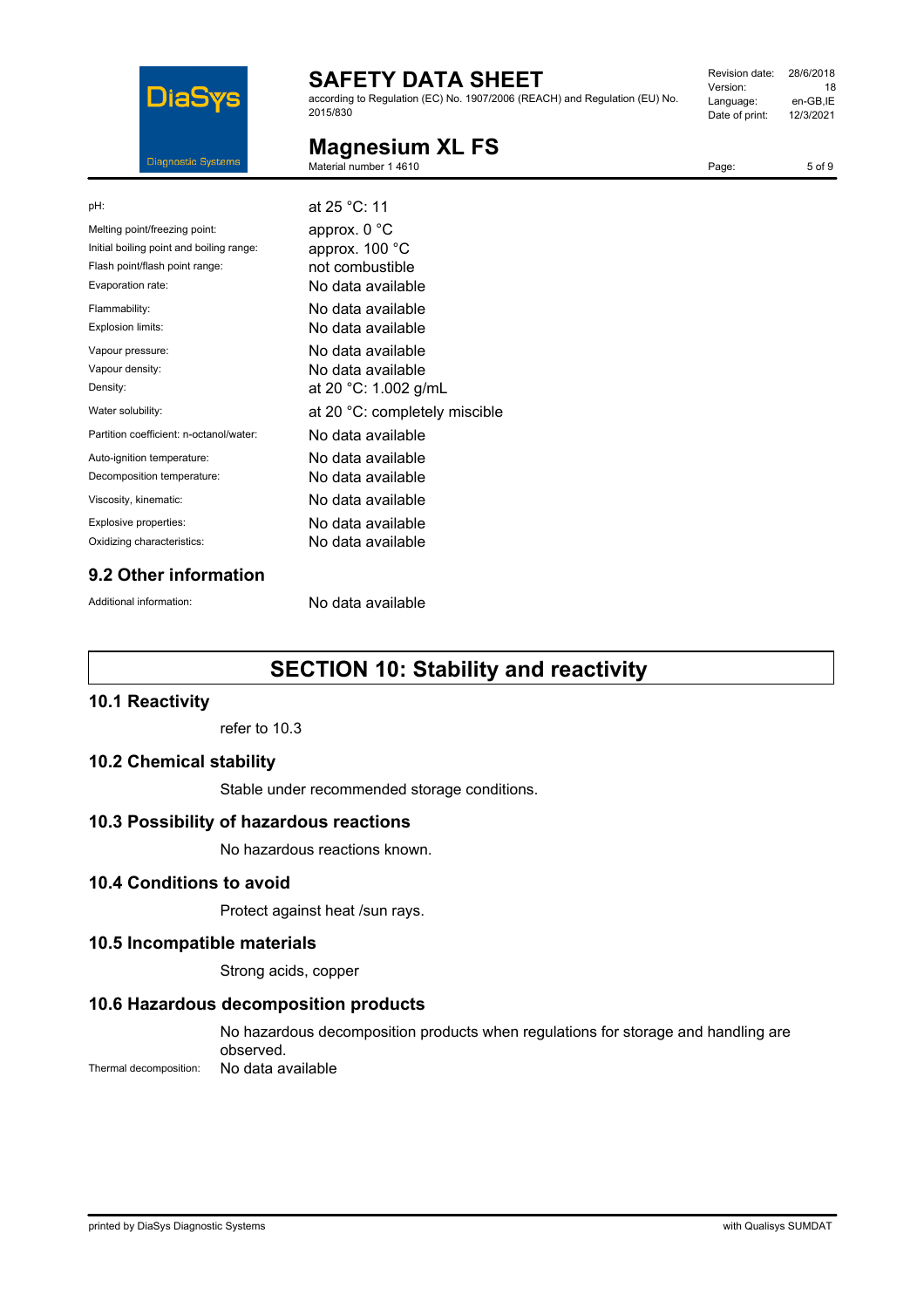| | |
|---|---|
| pH: | at 25 °C: 11 |
| Melting point/freezing point: | approx. 0 °C |
| Initial boiling point and boiling range: | approx. 100 °C |
| Flash point/flash point range: | not combustible |
| Evaporation rate: | No data available |
| Flammability: | No data available |
| Explosion limits: | No data available |
| Vapour pressure: | No data available |
| Vapour density: | No data available |
| Density: | at 20 °C: 1.002 g/mL |
| Water solubility: | at 20 °C: completely miscible |
| Partition coefficient: n-octanol/water: | No data available |
| Auto-ignition temperature: | No data available |
| Decomposition temperature: | No data available |
| Viscosity, kinematic: | No data available |
| Explosive properties: | No data available |
| Oxidizing characteristics: | No data available |

### 9.2 Other information

Additional information: No data available

## SECTION 10: Stability and reactivity

### 10.1 Reactivity

refer to 10.3

### 10.2 Chemical stability

Stable under recommended storage conditions.

### 10.3 Possibility of hazardous reactions

No hazardous reactions known.

### 10.4 Conditions to avoid

Protect against heat /sun rays.

### 10.5 Incompatible materials

Strong acids, copper

### 10.6 Hazardous decomposition products

No hazardous decomposition products when regulations for storage and handling are observed.

Thermal decomposition: No data available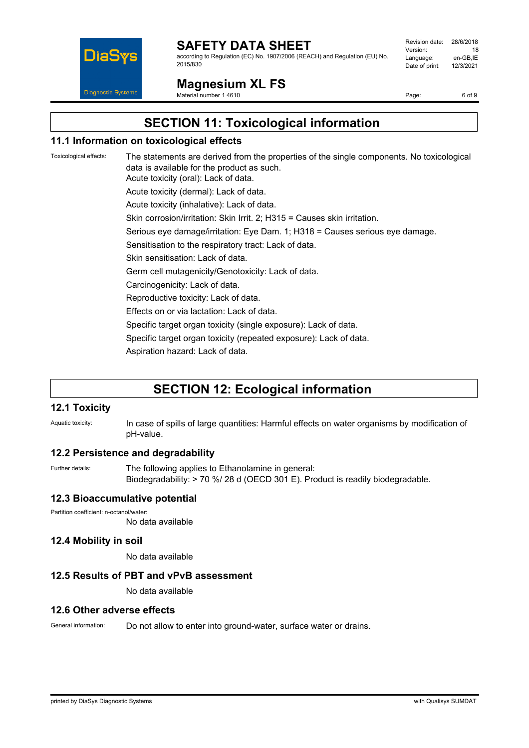# SECTION 11: Toxicological information

## 11.1 Information on toxicological effects

Toxicological effects: The statements are derived from the properties of the single components. No toxicological data is available for the product as such.

Acute toxicity (oral): Lack of data.

Acute toxicity (dermal): Lack of data.

Acute toxicity (inhalative): Lack of data.

Skin corrosion/irritation: Skin Irrit. 2; H315 = Causes skin irritation.

Serious eye damage/irritation: Eye Dam. 1; H318 = Causes serious eye damage.

Sensitisation to the respiratory tract: Lack of data.

Skin sensitisation: Lack of data.

Germ cell mutagenicity/Genotoxicity: Lack of data.

Carcinogenicity: Lack of data.

Reproductive toxicity: Lack of data.

Effects on or via lactation: Lack of data.

Specific target organ toxicity (single exposure): Lack of data.

Specific target organ toxicity (repeated exposure): Lack of data.

Aspiration hazard: Lack of data.

# SECTION 12: Ecological information

## 12.1 Toxicity

Aquatic toxicity: In case of spills of large quantities: Harmful effects on water organisms by modification of pH-value.

## 12.2 Persistence and degradability

Further details: The following applies to Ethanolamine in general:
Biodegradability: > 70 %/ 28 d (OECD 301 E). Product is readily biodegradable.

## 12.3 Bioaccumulative potential

Partition coefficient: n-octanol/water:
No data available

## 12.4 Mobility in soil

No data available

## 12.5 Results of PBT and vPvB assessment

No data available

## 12.6 Other adverse effects

General information: Do not allow to enter into ground-water, surface water or drains.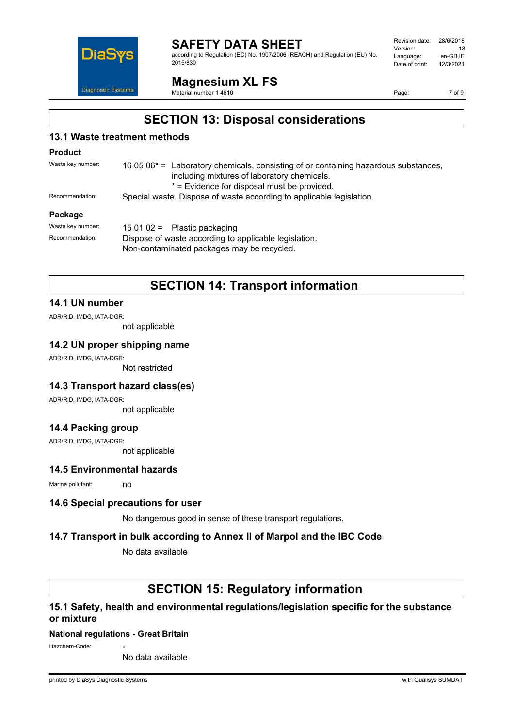# SECTION 13: Disposal considerations

## 13.1 Waste treatment methods

### Product

Waste key number: 16 05 06* = Laboratory chemicals, consisting of or containing hazardous substances, including mixtures of laboratory chemicals.
* = Evidence for disposal must be provided.

Recommendation: Special waste. Dispose of waste according to applicable legislation.

### Package

Waste key number: 15 01 02 = Plastic packaging

Recommendation: Dispose of waste according to applicable legislation.
Non-contaminated packages may be recycled.

# SECTION 14: Transport information

## 14.1 UN number

ADR/RID, IMDG, IATA-DGR:
not applicable

## 14.2 UN proper shipping name

ADR/RID, IMDG, IATA-DGR:
Not restricted

## 14.3 Transport hazard class(es)

ADR/RID, IMDG, IATA-DGR:
not applicable

## 14.4 Packing group

ADR/RID, IMDG, IATA-DGR:
not applicable

## 14.5 Environmental hazards

Marine pollutant: no

## 14.6 Special precautions for user

No dangerous good in sense of these transport regulations.

## 14.7 Transport in bulk according to Annex II of Marpol and the IBC Code

No data available

# SECTION 15: Regulatory information

## 15.1 Safety, health and environmental regulations/legislation specific for the substance or mixture

### National regulations - Great Britain

Hazchem-Code: -
No data available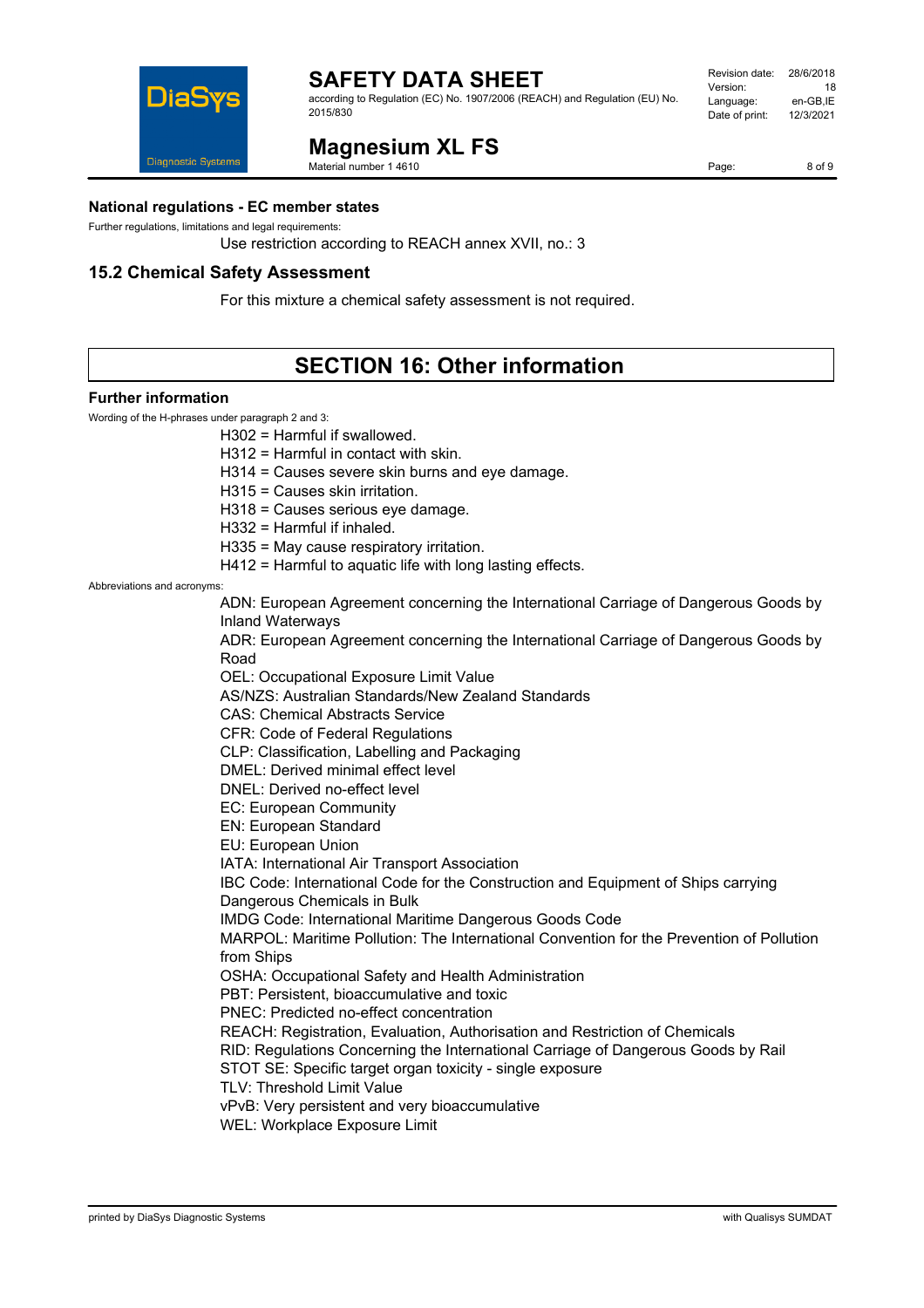### National regulations - EC member states

Further regulations, limitations and legal requirements:

Use restriction according to REACH annex XVII, no.: 3

## 15.2 Chemical Safety Assessment

For this mixture a chemical safety assessment is not required.

# SECTION 16: Other information

### Further information

Wording of the H-phrases under paragraph 2 and 3:

H302 = Harmful if swallowed.
H312 = Harmful in contact with skin.
H314 = Causes severe skin burns and eye damage.
H315 = Causes skin irritation.
H318 = Causes serious eye damage.
H332 = Harmful if inhaled.
H335 = May cause respiratory irritation.
H412 = Harmful to aquatic life with long lasting effects.

Abbreviations and acronyms:

ADN: European Agreement concerning the International Carriage of Dangerous Goods by Inland Waterways
ADR: European Agreement concerning the International Carriage of Dangerous Goods by Road
OEL: Occupational Exposure Limit Value
AS/NZS: Australian Standards/New Zealand Standards
CAS: Chemical Abstracts Service
CFR: Code of Federal Regulations
CLP: Classification, Labelling and Packaging
DMEL: Derived minimal effect level
DNEL: Derived no-effect level
EC: European Community
EN: European Standard
EU: European Union
IATA: International Air Transport Association
IBC Code: International Code for the Construction and Equipment of Ships carrying Dangerous Chemicals in Bulk
IMDG Code: International Maritime Dangerous Goods Code
MARPOL: Maritime Pollution: The International Convention for the Prevention of Pollution from Ships
OSHA: Occupational Safety and Health Administration
PBT: Persistent, bioaccumulative and toxic
PNEC: Predicted no-effect concentration
REACH: Registration, Evaluation, Authorisation and Restriction of Chemicals
RID: Regulations Concerning the International Carriage of Dangerous Goods by Rail
STOT SE: Specific target organ toxicity - single exposure
TLV: Threshold Limit Value
vPvB: Very persistent and very bioaccumulative
WEL: Workplace Exposure Limit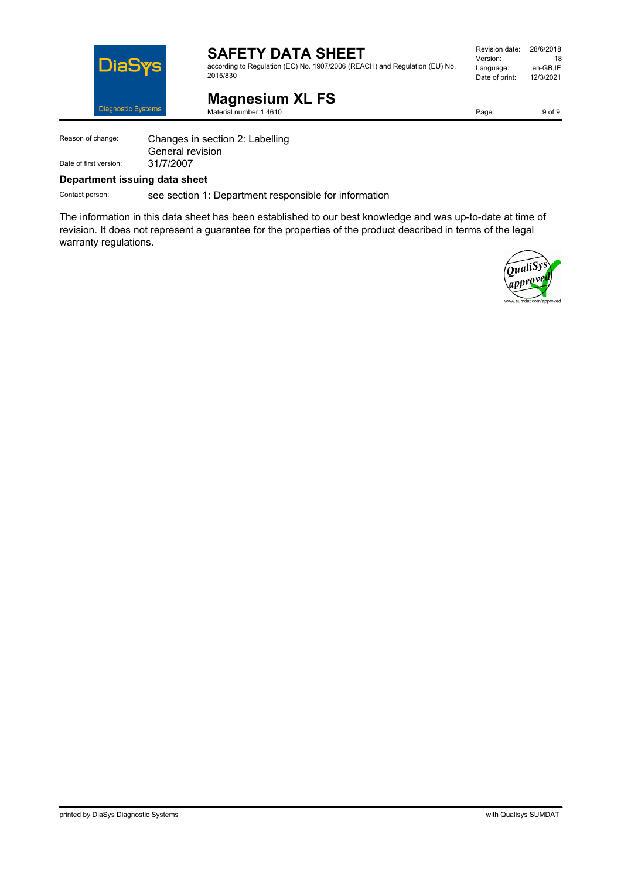Reason of change: Changes in section 2: Labelling
General revision

Date of first version: 31/7/2007

**Department issuing data sheet**

Contact person: see section 1: Department responsible for information

The information in this data sheet has been established to our best knowledge and was up-to-date at time of revision. It does not represent a guarantee for the properties of the product described in terms of the legal warranty regulations.